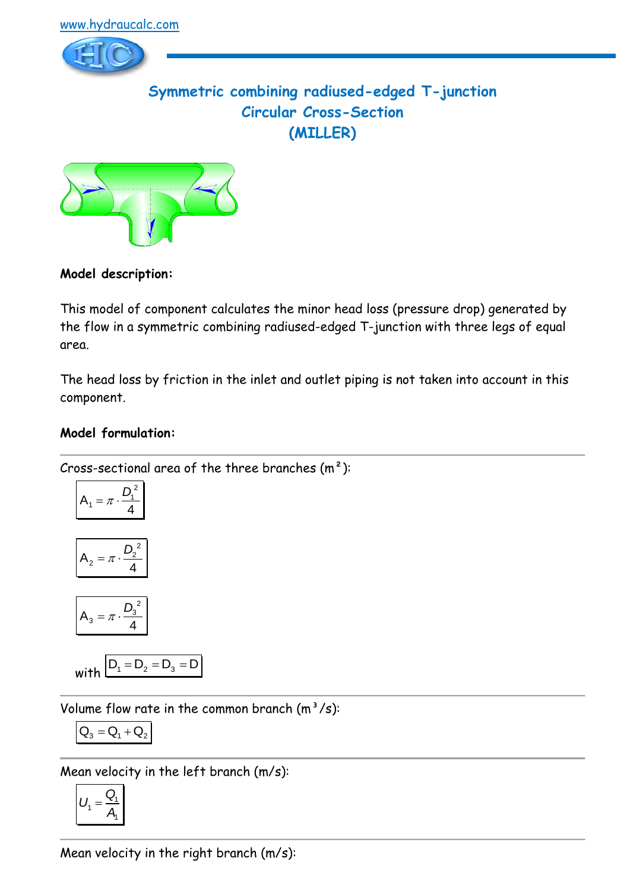www.hydraucalc.com

# Symmetric combining radiused-edged T-junction
## Circular Cross-Section
## (MILLER)

**Model description:**

This model of component calculates the minor head loss (pressure drop) generated by the flow in a symmetric combining radiused-edged T-junction with three legs of equal area.

The head loss by friction in the inlet and outlet piping is not taken into account in this component.

**Model formulation:**

---

Cross-sectional area of the three branches (m²):

$$A_1 = \pi \cdot \frac{D_1^2}{4}$$

$$A_2 = \pi \cdot \frac{D_2^2}{4}$$

$$A_3 = \pi \cdot \frac{D_3^2}{4}$$

with $D_1 = D_2 = D_3 = D$

---

Volume flow rate in the common branch (m³/s):

$$Q_3 = Q_1 + Q_2$$

---

Mean velocity in the left branch (m/s):

$$U_1 = \frac{Q_1}{A_1}$$

---

Mean velocity in the right branch (m/s):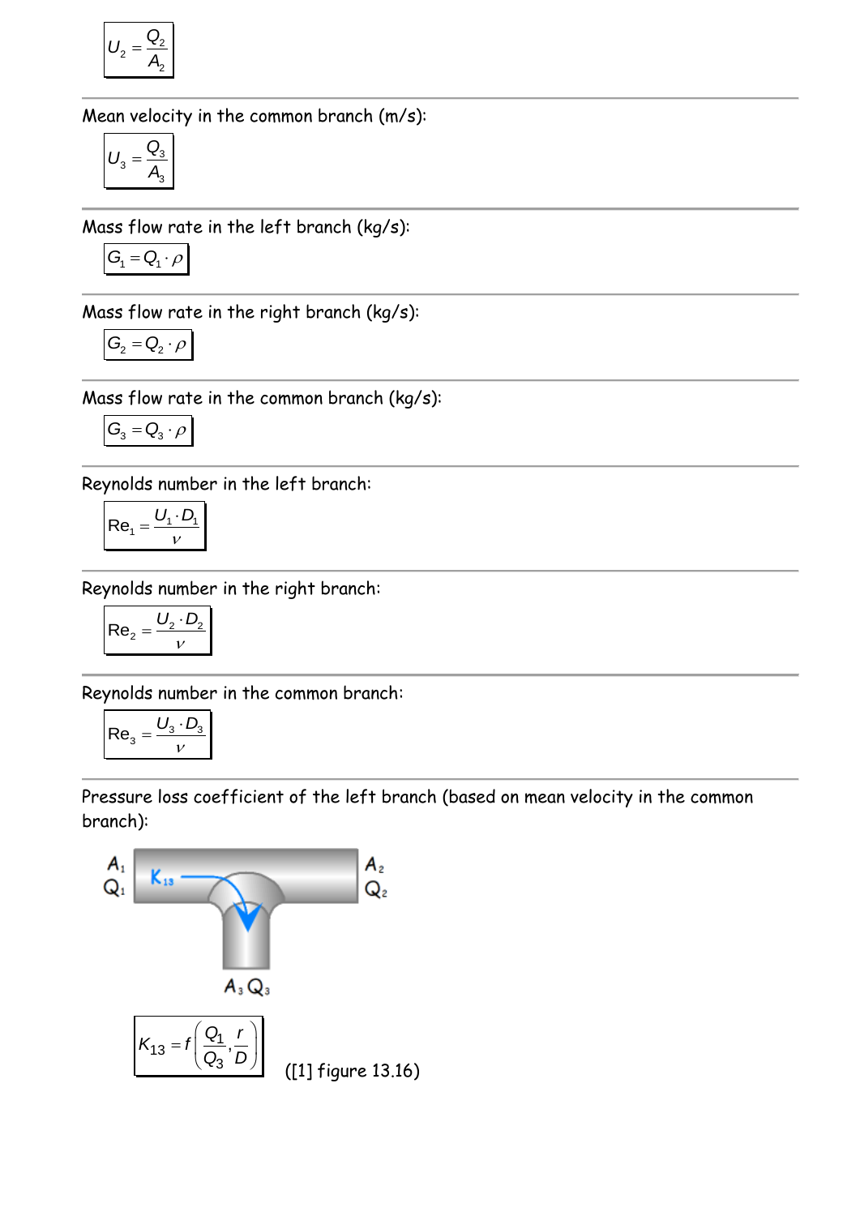$$U_2 = \frac{Q_2}{A_2}$$

Mean velocity in the common branch (m/s):

$$U_3 = \frac{Q_3}{A_3}$$

Mass flow rate in the left branch (kg/s):

$$G_1 = Q_1 \cdot \rho$$

Mass flow rate in the right branch (kg/s):

$$G_2 = Q_2 \cdot \rho$$

Mass flow rate in the common branch (kg/s):

$$G_3 = Q_3 \cdot \rho$$

Reynolds number in the left branch:

$$\mathrm{Re}_1 = \frac{U_1 \cdot D_1}{\nu}$$

Reynolds number in the right branch:

$$\mathrm{Re}_2 = \frac{U_2 \cdot D_2}{\nu}$$

Reynolds number in the common branch:

$$\mathrm{Re}_3 = \frac{U_3 \cdot D_3}{\nu}$$

Pressure loss coefficient of the left branch (based on mean velocity in the common branch):

$$K_{13} = f\left(\frac{Q_1}{Q_3}, \frac{r}{D}\right)$$

([1] figure 13.16)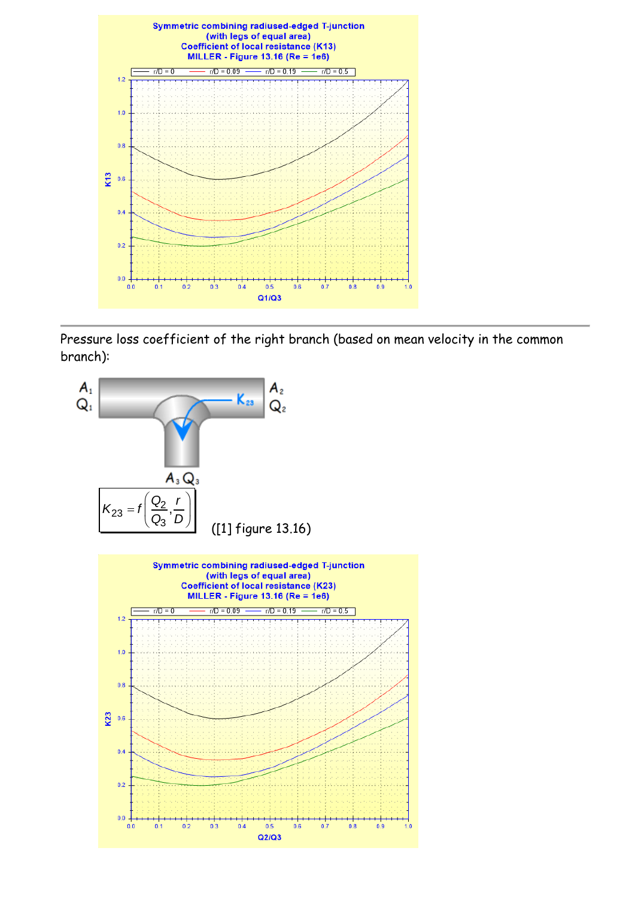Symmetric combining radiused-edged T-junction
(with legs of equal area)
Coefficient of local resistance (K13)
MILLER - Figure 13.16 (Re = 1e6)

Pressure loss coefficient of the right branch (based on mean velocity in the common branch):

$$K_{23} = f\left(\frac{Q_2}{Q_3}, \frac{r}{D}\right)$$

([1] figure 13.16)

Symmetric combining radiused-edged T-junction
(with legs of equal area)
Coefficient of local resistance (K23)
MILLER - Figure 13.16 (Re = 1e6)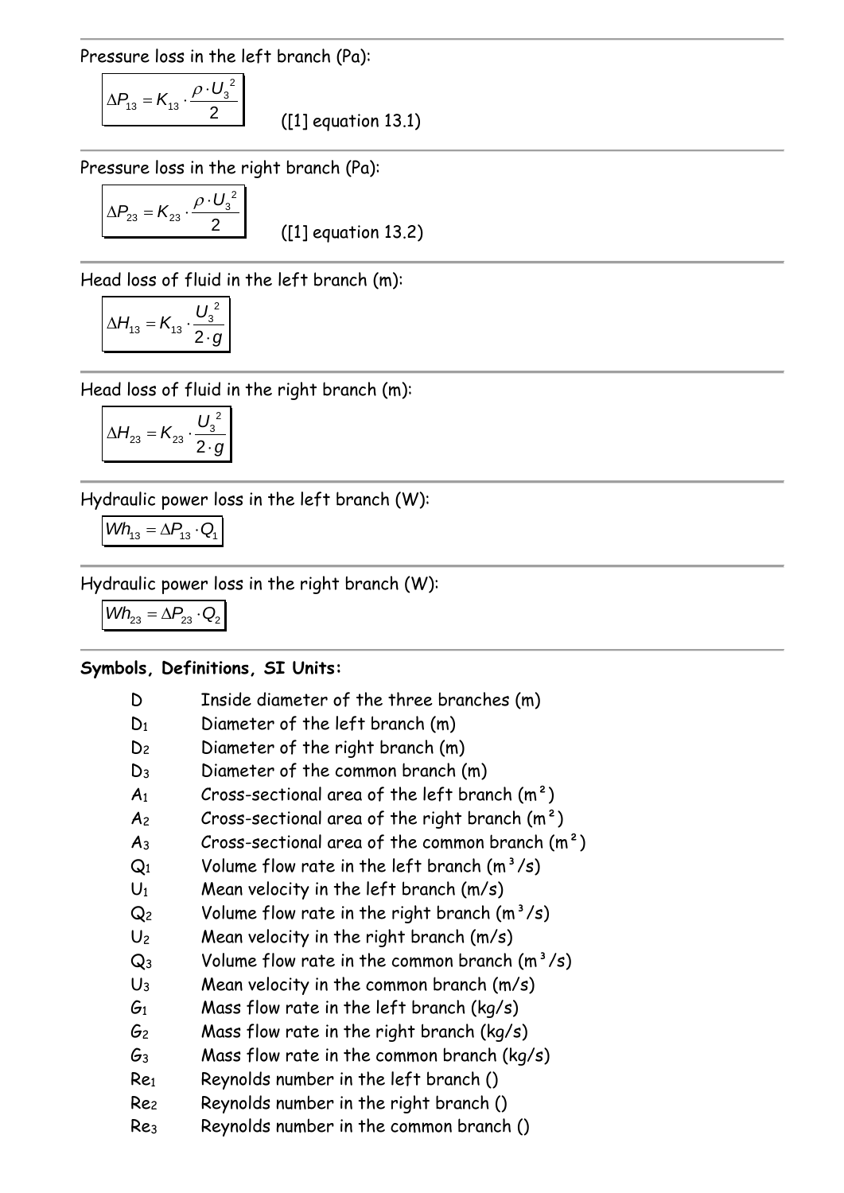Pressure loss in the left branch (Pa):

$$\Delta P_{13} = K_{13} \cdot \frac{\rho \cdot U_3^{\,2}}{2}$$

([1] equation 13.1)

Pressure loss in the right branch (Pa):

$$\Delta P_{23} = K_{23} \cdot \frac{\rho \cdot U_3^{\,2}}{2}$$

([1] equation 13.2)

Head loss of fluid in the left branch (m):

$$\Delta H_{13} = K_{13} \cdot \frac{U_3^{\,2}}{2 \cdot g}$$

Head loss of fluid in the right branch (m):

$$\Delta H_{23} = K_{23} \cdot \frac{U_3^{\,2}}{2 \cdot g}$$

Hydraulic power loss in the left branch (W):

$$Wh_{13} = \Delta P_{13} \cdot Q_1$$

Hydraulic power loss in the right branch (W):

$$Wh_{23} = \Delta P_{23} \cdot Q_2$$

**Symbols, Definitions, SI Units:**

- $D$ Inside diameter of the three branches (m)
- $D_1$ Diameter of the left branch (m)
- $D_2$ Diameter of the right branch (m)
- $D_3$ Diameter of the common branch (m)
- $A_1$ Cross-sectional area of the left branch (m²)
- $A_2$ Cross-sectional area of the right branch (m²)
- $A_3$ Cross-sectional area of the common branch (m²)
- $Q_1$ Volume flow rate in the left branch (m³/s)
- $U_1$ Mean velocity in the left branch (m/s)
- $Q_2$ Volume flow rate in the right branch (m³/s)
- $U_2$ Mean velocity in the right branch (m/s)
- $Q_3$ Volume flow rate in the common branch (m³/s)
- $U_3$ Mean velocity in the common branch (m/s)
- $G_1$ Mass flow rate in the left branch (kg/s)
- $G_2$ Mass flow rate in the right branch (kg/s)
- $G_3$ Mass flow rate in the common branch (kg/s)
- $Re_1$ Reynolds number in the left branch ()
- $Re_2$ Reynolds number in the right branch ()
- $Re_3$ Reynolds number in the common branch ()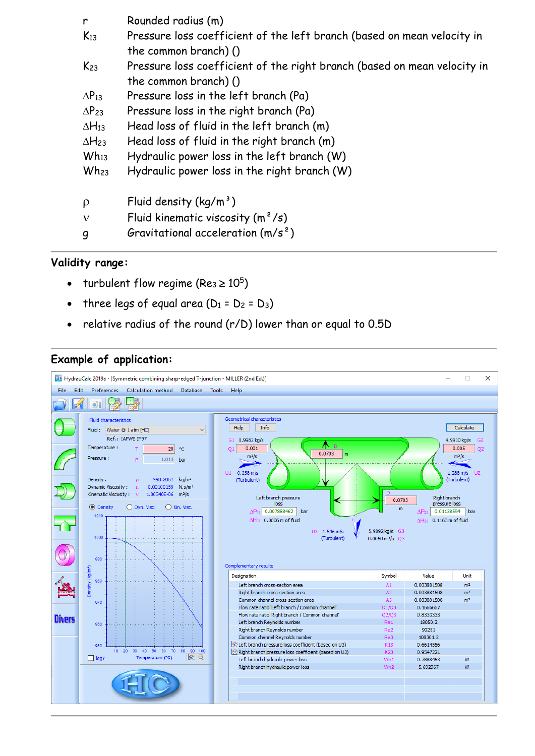| | |
|---|---|
| r | Rounded radius (m) |
| $K_{13}$ | Pressure loss coefficient of the left branch (based on mean velocity in the common branch) () |
| $K_{23}$ | Pressure loss coefficient of the right branch (based on mean velocity in the common branch) () |
| $\Delta P_{13}$ | Pressure loss in the left branch (Pa) |
| $\Delta P_{23}$ | Pressure loss in the right branch (Pa) |
| $\Delta H_{13}$ | Head loss of fluid in the left branch (m) |
| $\Delta H_{23}$ | Head loss of fluid in the right branch (m) |
| $Wh_{13}$ | Hydraulic power loss in the left branch (W) |
| $Wh_{23}$ | Hydraulic power loss in the right branch (W) |
| | |
| $\rho$ | Fluid density ($kg/m^3$) |
| $\nu$ | Fluid kinematic viscosity ($m^2/s$) |
| g | Gravitational acceleration ($m/s^2$) |

## Validity range:

- turbulent flow regime ($Re_3 \geq 10^5$)
- three legs of equal area ($D_1 = D_2 = D_3$)
- relative radius of the round (r/D) lower than or equal to 0.5D

## Example of application: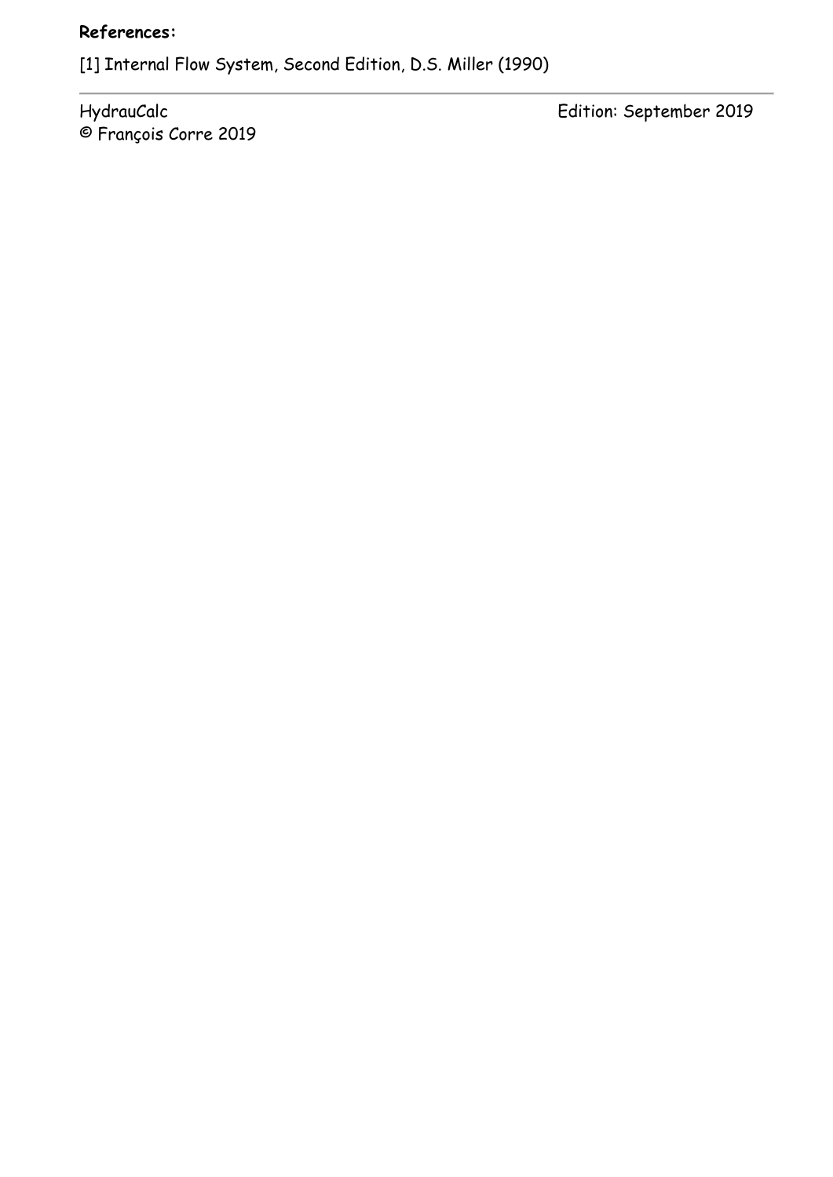**References:**

[1] Internal Flow System, Second Edition, D.S. Miller (1990)

HydrauCalc
© François Corre 2019

Edition: September 2019